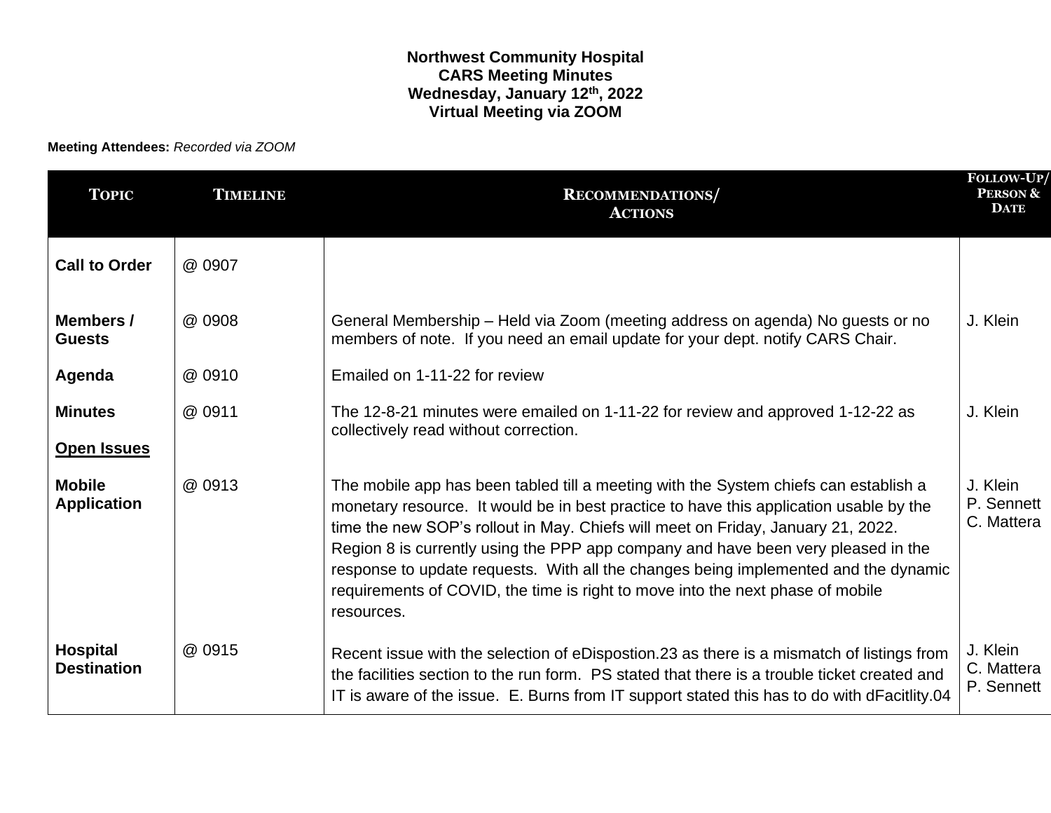**Northwest Community Hospital**
**CARS Meeting Minutes**
**Wednesday, January 12th, 2022**
**Virtual Meeting via ZOOM**

**Meeting Attendees:** *Recorded via ZOOM*

| TOPIC | TIMELINE | RECOMMENDATIONS/ ACTIONS | FOLLOW-UP/ PERSON & DATE |
|---|---|---|---|
| **Call to Order** | @ 0907 | | |
| **Members / Guests** | @ 0908 | General Membership – Held via Zoom (meeting address on agenda) No guests or no members of note. If you need an email update for your dept. notify CARS Chair. | J. Klein |
| **Agenda** | @ 0910 | Emailed on 1-11-22 for review | |
| **Minutes** | @ 0911 | The 12-8-21 minutes were emailed on 1-11-22 for review and approved 1-12-22 as collectively read without correction. | J. Klein |
| **<u>Open Issues</u>** | | | |
| **Mobile Application** | @ 0913 | The mobile app has been tabled till a meeting with the System chiefs can establish a monetary resource. It would be in best practice to have this application usable by the time the new SOP's rollout in May. Chiefs will meet on Friday, January 21, 2022. Region 8 is currently using the PPP app company and have been very pleased in the response to update requests. With all the changes being implemented and the dynamic requirements of COVID, the time is right to move into the next phase of mobile resources. | J. Klein<br>P. Sennett<br>C. Mattera |
| **Hospital Destination** | @ 0915 | Recent issue with the selection of eDispostion.23 as there is a mismatch of listings from the facilities section to the run form. PS stated that there is a trouble ticket created and IT is aware of the issue. E. Burns from IT support stated this has to do with dFacitlity.04 | J. Klein<br>C. Mattera<br>P. Sennett |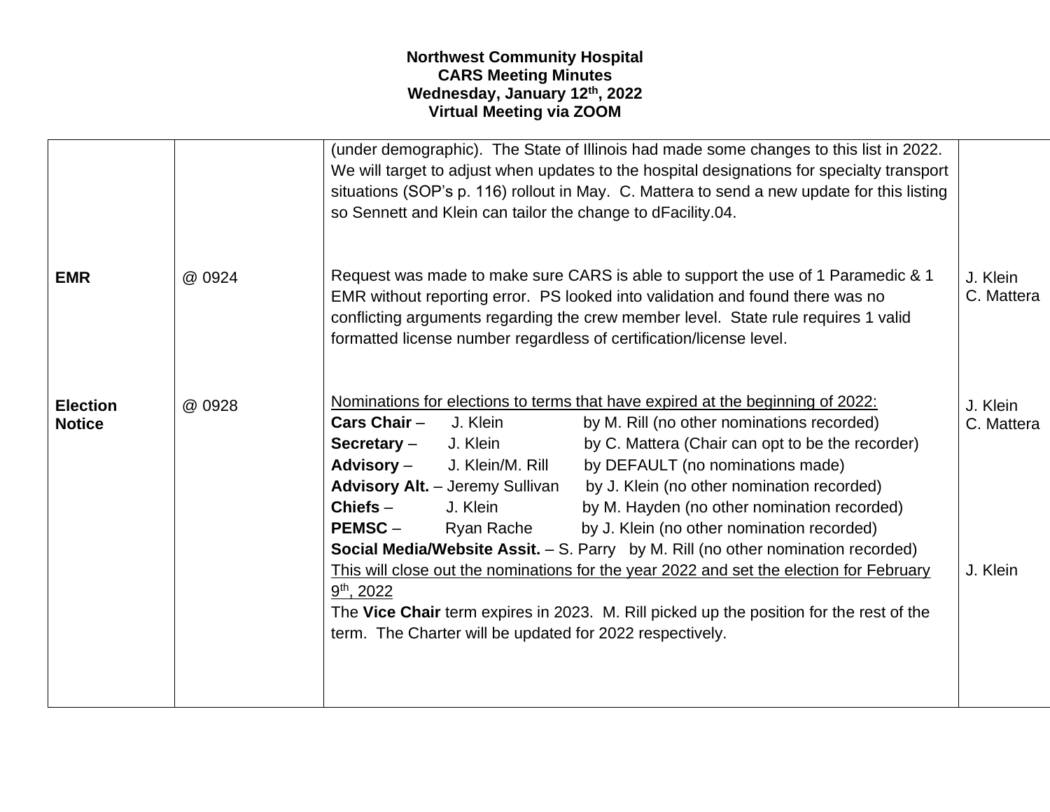**Northwest Community Hospital**
**CARS Meeting Minutes**
**Wednesday, January 12th, 2022**
**Virtual Meeting via ZOOM**

| | | | |
|---|---|---|---|
| | | (under demographic). The State of Illinois had made some changes to this list in 2022. We will target to adjust when updates to the hospital designations for specialty transport situations (SOP's p. 116) rollout in May. C. Mattera to send a new update for this listing so Sennett and Klein can tailor the change to dFacility.04. | |
| **EMR** | @ 0924 | Request was made to make sure CARS is able to support the use of 1 Paramedic & 1 EMR without reporting error. PS looked into validation and found there was no conflicting arguments regarding the crew member level. State rule requires 1 valid formatted license number regardless of certification/license level. | J. Klein<br>C. Mattera |
| **Election Notice** | @ 0928 | <u>Nominations for elections to terms that have expired at the beginning of 2022:</u><br>**Cars Chair** – J. Klein by M. Rill (no other nominations recorded)<br>**Secretary** – J. Klein by C. Mattera (Chair can opt to be the recorder)<br>**Advisory** – J. Klein/M. Rill by DEFAULT (no nominations made)<br>**Advisory Alt.** – Jeremy Sullivan by J. Klein (no other nomination recorded)<br>**Chiefs** – J. Klein by M. Hayden (no other nomination recorded)<br>**PEMSC** – Ryan Rache by J. Klein (no other nomination recorded)<br>**Social Media/Website Assit.** – S. Parry by M. Rill (no other nomination recorded)<br><u>This will close out the nominations for the year 2022 and set the election for February 9th, 2022</u><br>The **Vice Chair** term expires in 2023. M. Rill picked up the position for the rest of the term. The Charter will be updated for 2022 respectively. | J. Klein<br>C. Mattera<br><br>J. Klein |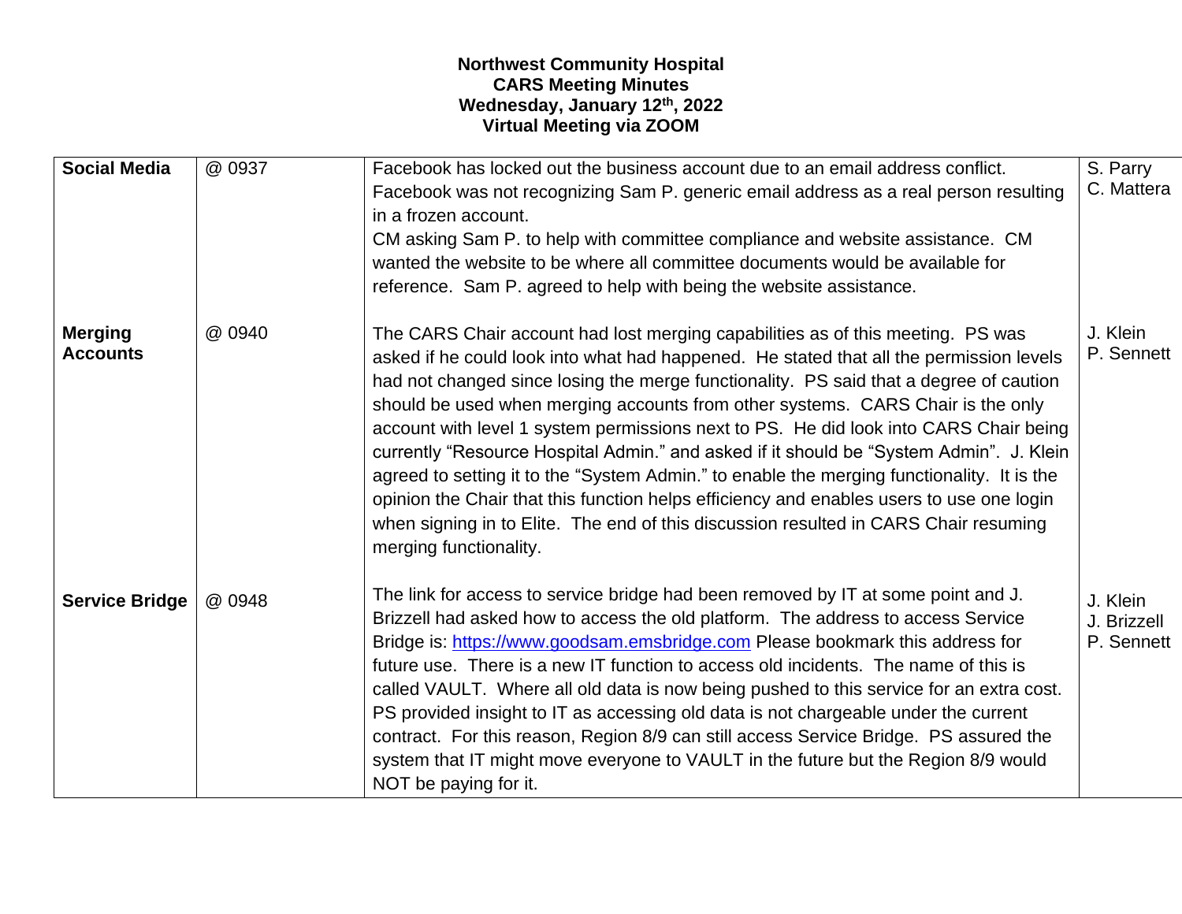**Northwest Community Hospital**
**CARS Meeting Minutes**
**Wednesday, January 12th, 2022**
**Virtual Meeting via ZOOM**

| | | | |
|---|---|---|---|
| **Social Media** | @ 0937 | Facebook has locked out the business account due to an email address conflict. Facebook was not recognizing Sam P. generic email address as a real person resulting in a frozen account.<br>CM asking Sam P. to help with committee compliance and website assistance. CM wanted the website to be where all committee documents would be available for reference. Sam P. agreed to help with being the website assistance. | S. Parry<br>C. Mattera |
| **Merging Accounts** | @ 0940 | The CARS Chair account had lost merging capabilities as of this meeting. PS was asked if he could look into what had happened. He stated that all the permission levels had not changed since losing the merge functionality. PS said that a degree of caution should be used when merging accounts from other systems. CARS Chair is the only account with level 1 system permissions next to PS. He did look into CARS Chair being currently "Resource Hospital Admin." and asked if it should be "System Admin". J. Klein agreed to setting it to the "System Admin." to enable the merging functionality. It is the opinion the Chair that this function helps efficiency and enables users to use one login when signing in to Elite. The end of this discussion resulted in CARS Chair resuming merging functionality. | J. Klein<br>P. Sennett |
| **Service Bridge** | @ 0948 | The link for access to service bridge had been removed by IT at some point and J. Brizzell had asked how to access the old platform. The address to access Service Bridge is: https://www.goodsam.emsbridge.com Please bookmark this address for future use. There is a new IT function to access old incidents. The name of this is called VAULT. Where all old data is now being pushed to this service for an extra cost. PS provided insight to IT as accessing old data is not chargeable under the current contract. For this reason, Region 8/9 can still access Service Bridge. PS assured the system that IT might move everyone to VAULT in the future but the Region 8/9 would NOT be paying for it. | J. Klein<br>J. Brizzell<br>P. Sennett |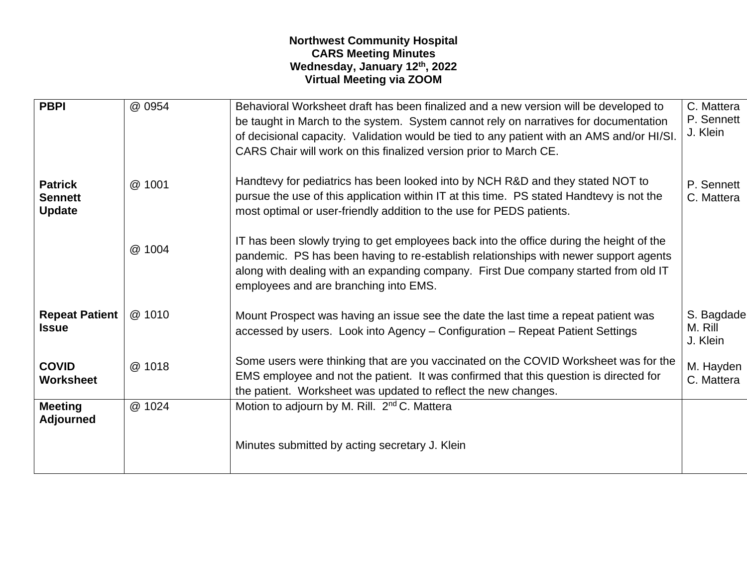**Northwest Community Hospital**
**CARS Meeting Minutes**
**Wednesday, January 12th, 2022**
**Virtual Meeting via ZOOM**

| | | | |
|---|---|---|---|
| **PBPI** | @ 0954 | Behavioral Worksheet draft has been finalized and a new version will be developed to be taught in March to the system. System cannot rely on narratives for documentation of decisional capacity. Validation would be tied to any patient with an AMS and/or HI/SI. CARS Chair will work on this finalized version prior to March CE. | C. Mattera<br>P. Sennett<br>J. Klein |
| **Patrick Sennett Update** | @ 1001 | Handtevy for pediatrics has been looked into by NCH R&D and they stated NOT to pursue the use of this application within IT at this time. PS stated Handtevy is not the most optimal or user-friendly addition to the use for PEDS patients. | P. Sennett<br>C. Mattera |
| | @ 1004 | IT has been slowly trying to get employees back into the office during the height of the pandemic. PS has been having to re-establish relationships with newer support agents along with dealing with an expanding company. First Due company started from old IT employees and are branching into EMS. | |
| **Repeat Patient Issue** | @ 1010 | Mount Prospect was having an issue see the date the last time a repeat patient was accessed by users. Look into Agency – Configuration – Repeat Patient Settings | S. Bagdade<br>M. Rill<br>J. Klein |
| **COVID Worksheet** | @ 1018 | Some users were thinking that are you vaccinated on the COVID Worksheet was for the EMS employee and not the patient. It was confirmed that this question is directed for the patient. Worksheet was updated to reflect the new changes. | M. Hayden<br>C. Mattera |
| **Meeting Adjourned** | @ 1024 | Motion to adjourn by M. Rill. 2nd C. Mattera<br><br>Minutes submitted by acting secretary J. Klein | |